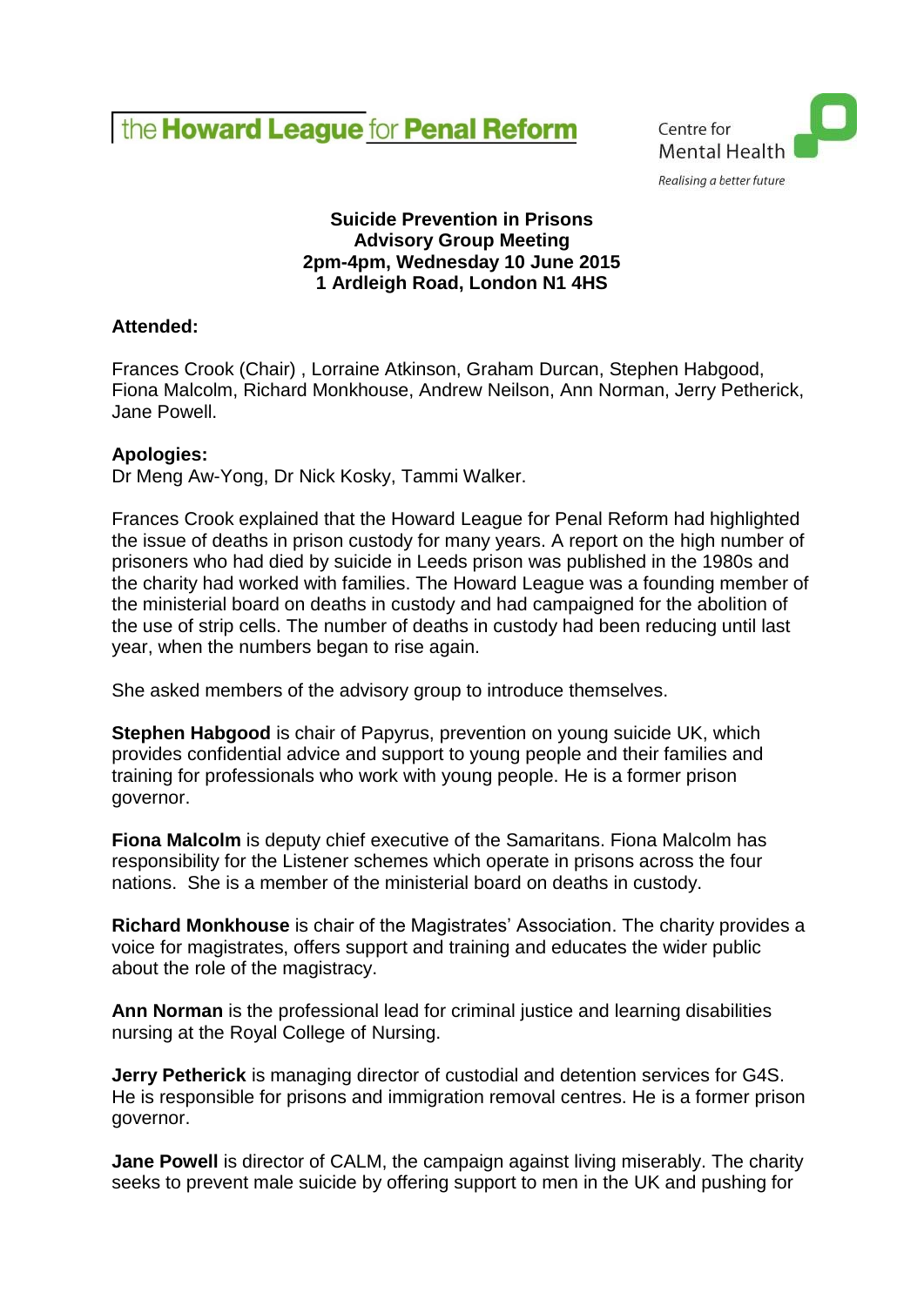the **Howard League** for **Penal Reform**

Centre for Mental Health

*Realising a better future*

**Suicide Prevention in Prisons**
**Advisory Group Meeting**
**2pm-4pm, Wednesday 10 June 2015**
**1 Ardleigh Road, London N1 4HS**

**Attended:**

Frances Crook (Chair) , Lorraine Atkinson, Graham Durcan, Stephen Habgood, Fiona Malcolm, Richard Monkhouse, Andrew Neilson, Ann Norman, Jerry Petherick, Jane Powell.

**Apologies:**
Dr Meng Aw-Yong, Dr Nick Kosky, Tammi Walker.

Frances Crook explained that the Howard League for Penal Reform had highlighted the issue of deaths in prison custody for many years. A report on the high number of prisoners who had died by suicide in Leeds prison was published in the 1980s and the charity had worked with families. The Howard League was a founding member of the ministerial board on deaths in custody and had campaigned for the abolition of the use of strip cells. The number of deaths in custody had been reducing until last year, when the numbers began to rise again.

She asked members of the advisory group to introduce themselves.

**Stephen Habgood** is chair of Papyrus, prevention on young suicide UK, which provides confidential advice and support to young people and their families and training for professionals who work with young people. He is a former prison governor.

**Fiona Malcolm** is deputy chief executive of the Samaritans. Fiona Malcolm has responsibility for the Listener schemes which operate in prisons across the four nations. She is a member of the ministerial board on deaths in custody.

**Richard Monkhouse** is chair of the Magistrates' Association. The charity provides a voice for magistrates, offers support and training and educates the wider public about the role of the magistracy.

**Ann Norman** is the professional lead for criminal justice and learning disabilities nursing at the Royal College of Nursing.

**Jerry Petherick** is managing director of custodial and detention services for G4S. He is responsible for prisons and immigration removal centres. He is a former prison governor.

**Jane Powell** is director of CALM, the campaign against living miserably. The charity seeks to prevent male suicide by offering support to men in the UK and pushing for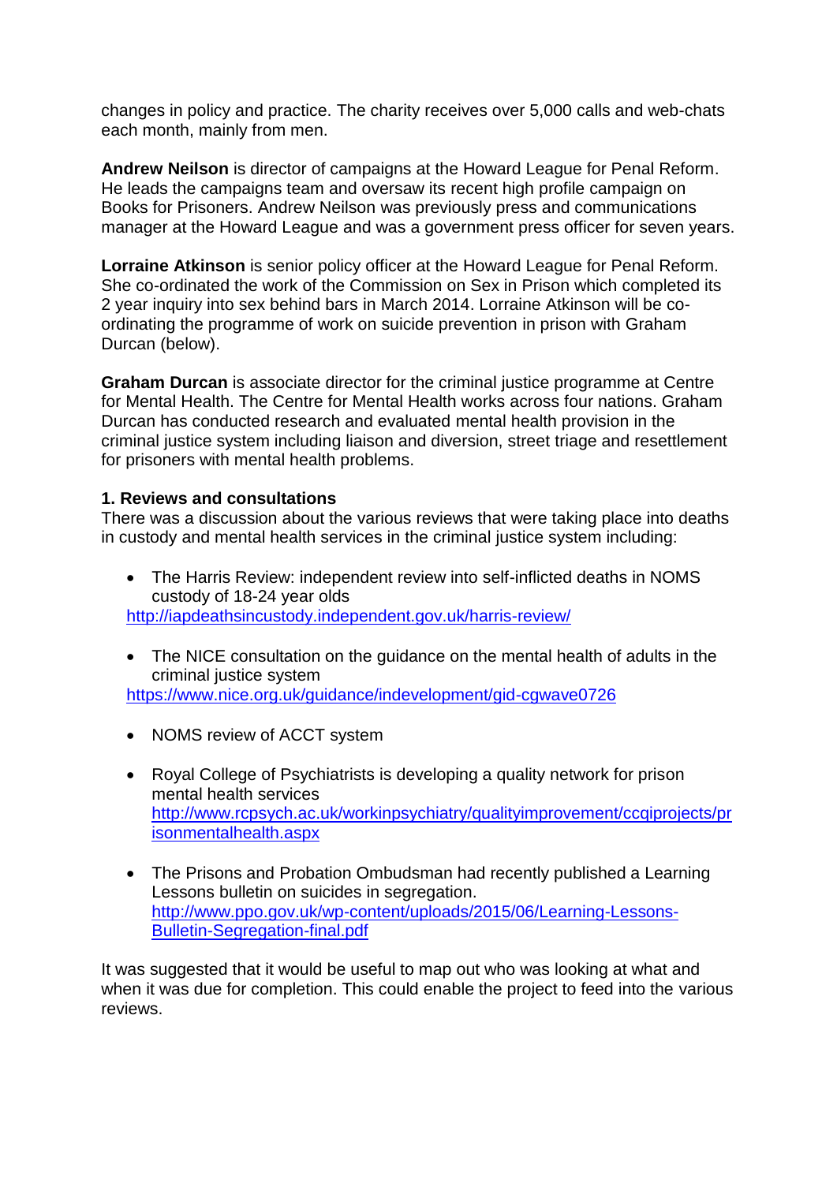changes in policy and practice. The charity receives over 5,000 calls and web-chats each month, mainly from men.

**Andrew Neilson** is director of campaigns at the Howard League for Penal Reform. He leads the campaigns team and oversaw its recent high profile campaign on Books for Prisoners. Andrew Neilson was previously press and communications manager at the Howard League and was a government press officer for seven years.

**Lorraine Atkinson** is senior policy officer at the Howard League for Penal Reform. She co-ordinated the work of the Commission on Sex in Prison which completed its 2 year inquiry into sex behind bars in March 2014. Lorraine Atkinson will be co-ordinating the programme of work on suicide prevention in prison with Graham Durcan (below).

**Graham Durcan** is associate director for the criminal justice programme at Centre for Mental Health. The Centre for Mental Health works across four nations. Graham Durcan has conducted research and evaluated mental health provision in the criminal justice system including liaison and diversion, street triage and resettlement for prisoners with mental health problems.

**1. Reviews and consultations**

There was a discussion about the various reviews that were taking place into deaths in custody and mental health services in the criminal justice system including:

- The Harris Review: independent review into self-inflicted deaths in NOMS custody of 18-24 year olds
  http://iapdeathsincustody.independent.gov.uk/harris-review/

- The NICE consultation on the guidance on the mental health of adults in the criminal justice system
  https://www.nice.org.uk/guidance/indevelopment/gid-cgwave0726

- NOMS review of ACCT system

- Royal College of Psychiatrists is developing a quality network for prison mental health services
  http://www.rcpsych.ac.uk/workinpsychiatry/qualityimprovement/ccqiprojects/prisonmentalhealth.aspx

- The Prisons and Probation Ombudsman had recently published a Learning Lessons bulletin on suicides in segregation.
  http://www.ppo.gov.uk/wp-content/uploads/2015/06/Learning-Lessons-Bulletin-Segregation-final.pdf

It was suggested that it would be useful to map out who was looking at what and when it was due for completion. This could enable the project to feed into the various reviews.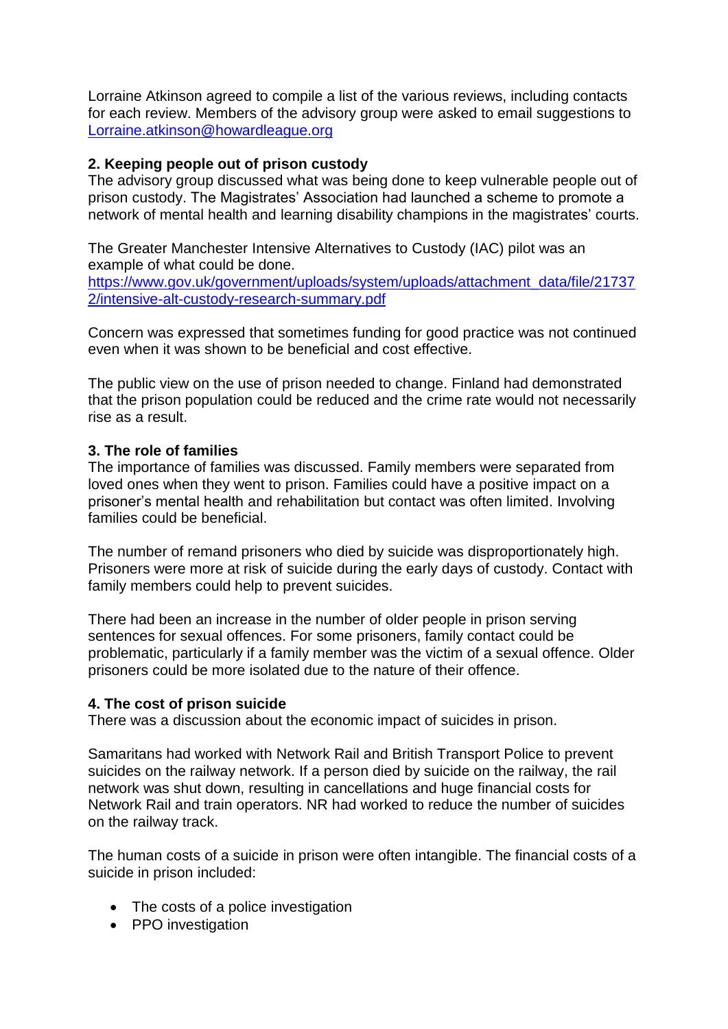Lorraine Atkinson agreed to compile a list of the various reviews, including contacts for each review. Members of the advisory group were asked to email suggestions to [Lorraine.atkinson@howardleague.org](mailto:Lorraine.atkinson@howardleague.org)

**2. Keeping people out of prison custody**

The advisory group discussed what was being done to keep vulnerable people out of prison custody. The Magistrates' Association had launched a scheme to promote a network of mental health and learning disability champions in the magistrates' courts.

The Greater Manchester Intensive Alternatives to Custody (IAC) pilot was an example of what could be done.
[https://www.gov.uk/government/uploads/system/uploads/attachment_data/file/217372/intensive-alt-custody-research-summary.pdf](https://www.gov.uk/government/uploads/system/uploads/attachment_data/file/217372/intensive-alt-custody-research-summary.pdf)

Concern was expressed that sometimes funding for good practice was not continued even when it was shown to be beneficial and cost effective.

The public view on the use of prison needed to change. Finland had demonstrated that the prison population could be reduced and the crime rate would not necessarily rise as a result.

**3. The role of families**

The importance of families was discussed. Family members were separated from loved ones when they went to prison. Families could have a positive impact on a prisoner's mental health and rehabilitation but contact was often limited. Involving families could be beneficial.

The number of remand prisoners who died by suicide was disproportionately high. Prisoners were more at risk of suicide during the early days of custody. Contact with family members could help to prevent suicides.

There had been an increase in the number of older people in prison serving sentences for sexual offences. For some prisoners, family contact could be problematic, particularly if a family member was the victim of a sexual offence. Older prisoners could be more isolated due to the nature of their offence.

**4. The cost of prison suicide**

There was a discussion about the economic impact of suicides in prison.

Samaritans had worked with Network Rail and British Transport Police to prevent suicides on the railway network. If a person died by suicide on the railway, the rail network was shut down, resulting in cancellations and huge financial costs for Network Rail and train operators. NR had worked to reduce the number of suicides on the railway track.

The human costs of a suicide in prison were often intangible. The financial costs of a suicide in prison included:

- The costs of a police investigation
- PPO investigation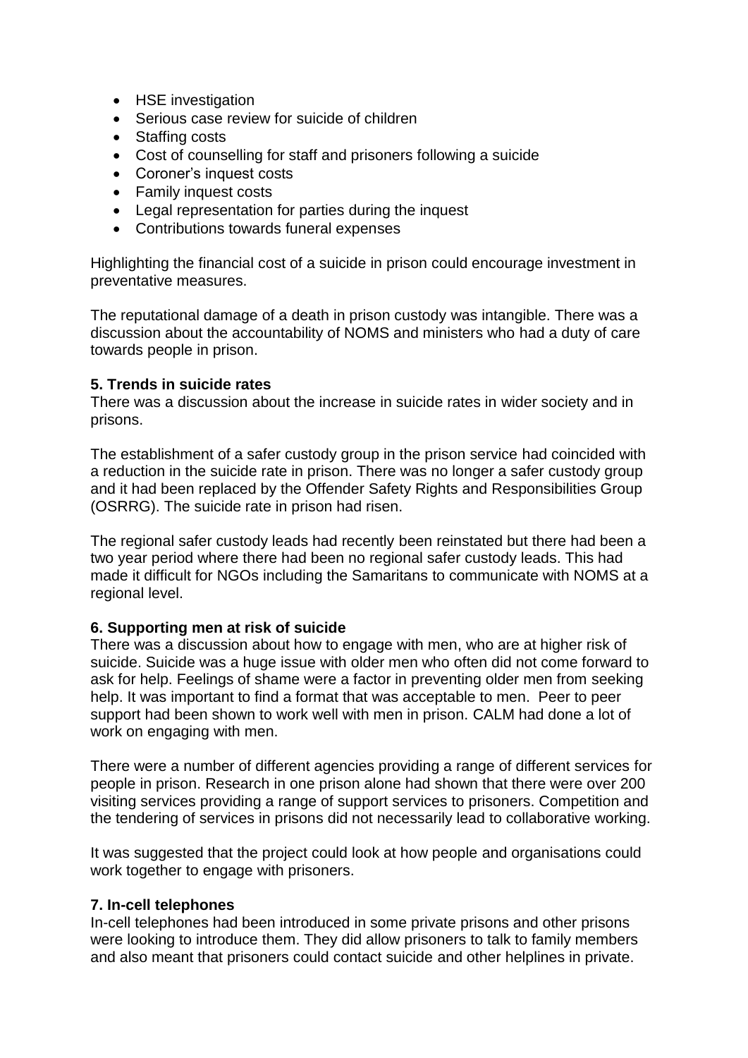- HSE investigation
- Serious case review for suicide of children
- Staffing costs
- Cost of counselling for staff and prisoners following a suicide
- Coroner's inquest costs
- Family inquest costs
- Legal representation for parties during the inquest
- Contributions towards funeral expenses

Highlighting the financial cost of a suicide in prison could encourage investment in preventative measures.

The reputational damage of a death in prison custody was intangible. There was a discussion about the accountability of NOMS and ministers who had a duty of care towards people in prison.

**5. Trends in suicide rates**

There was a discussion about the increase in suicide rates in wider society and in prisons.

The establishment of a safer custody group in the prison service had coincided with a reduction in the suicide rate in prison. There was no longer a safer custody group and it had been replaced by the Offender Safety Rights and Responsibilities Group (OSRRG). The suicide rate in prison had risen.

The regional safer custody leads had recently been reinstated but there had been a two year period where there had been no regional safer custody leads. This had made it difficult for NGOs including the Samaritans to communicate with NOMS at a regional level.

**6. Supporting men at risk of suicide**

There was a discussion about how to engage with men, who are at higher risk of suicide. Suicide was a huge issue with older men who often did not come forward to ask for help. Feelings of shame were a factor in preventing older men from seeking help. It was important to find a format that was acceptable to men. Peer to peer support had been shown to work well with men in prison. CALM had done a lot of work on engaging with men.

There were a number of different agencies providing a range of different services for people in prison. Research in one prison alone had shown that there were over 200 visiting services providing a range of support services to prisoners. Competition and the tendering of services in prisons did not necessarily lead to collaborative working.

It was suggested that the project could look at how people and organisations could work together to engage with prisoners.

**7. In-cell telephones**

In-cell telephones had been introduced in some private prisons and other prisons were looking to introduce them. They did allow prisoners to talk to family members and also meant that prisoners could contact suicide and other helplines in private.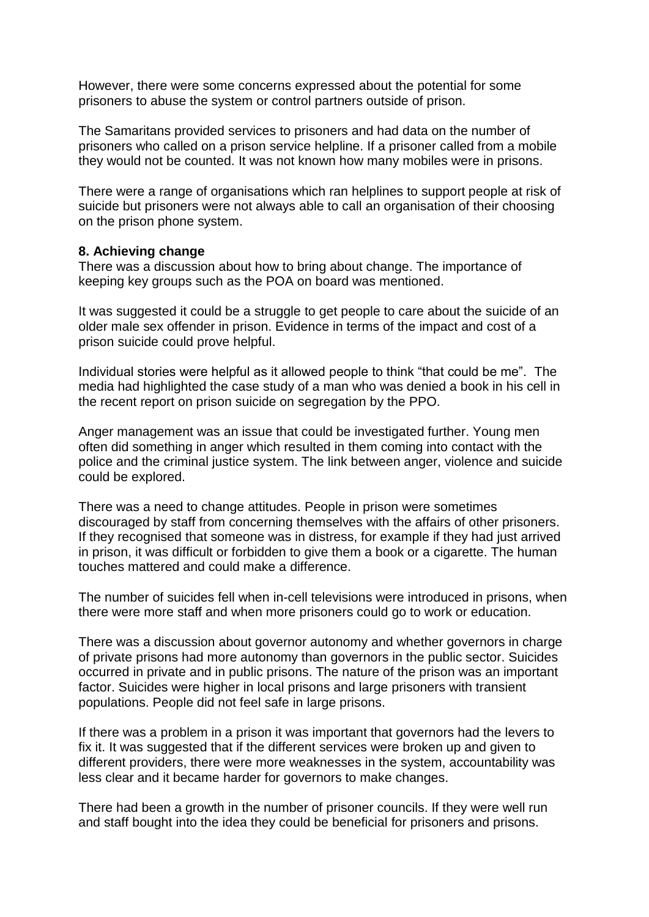However, there were some concerns expressed about the potential for some prisoners to abuse the system or control partners outside of prison.

The Samaritans provided services to prisoners and had data on the number of prisoners who called on a prison service helpline. If a prisoner called from a mobile they would not be counted. It was not known how many mobiles were in prisons.

There were a range of organisations which ran helplines to support people at risk of suicide but prisoners were not always able to call an organisation of their choosing on the prison phone system.

**8. Achieving change**

There was a discussion about how to bring about change. The importance of keeping key groups such as the POA on board was mentioned.

It was suggested it could be a struggle to get people to care about the suicide of an older male sex offender in prison. Evidence in terms of the impact and cost of a prison suicide could prove helpful.

Individual stories were helpful as it allowed people to think "that could be me". The media had highlighted the case study of a man who was denied a book in his cell in the recent report on prison suicide on segregation by the PPO.

Anger management was an issue that could be investigated further. Young men often did something in anger which resulted in them coming into contact with the police and the criminal justice system. The link between anger, violence and suicide could be explored.

There was a need to change attitudes. People in prison were sometimes discouraged by staff from concerning themselves with the affairs of other prisoners. If they recognised that someone was in distress, for example if they had just arrived in prison, it was difficult or forbidden to give them a book or a cigarette. The human touches mattered and could make a difference.

The number of suicides fell when in-cell televisions were introduced in prisons, when there were more staff and when more prisoners could go to work or education.

There was a discussion about governor autonomy and whether governors in charge of private prisons had more autonomy than governors in the public sector. Suicides occurred in private and in public prisons. The nature of the prison was an important factor. Suicides were higher in local prisons and large prisoners with transient populations. People did not feel safe in large prisons.

If there was a problem in a prison it was important that governors had the levers to fix it. It was suggested that if the different services were broken up and given to different providers, there were more weaknesses in the system, accountability was less clear and it became harder for governors to make changes.

There had been a growth in the number of prisoner councils. If they were well run and staff bought into the idea they could be beneficial for prisoners and prisons.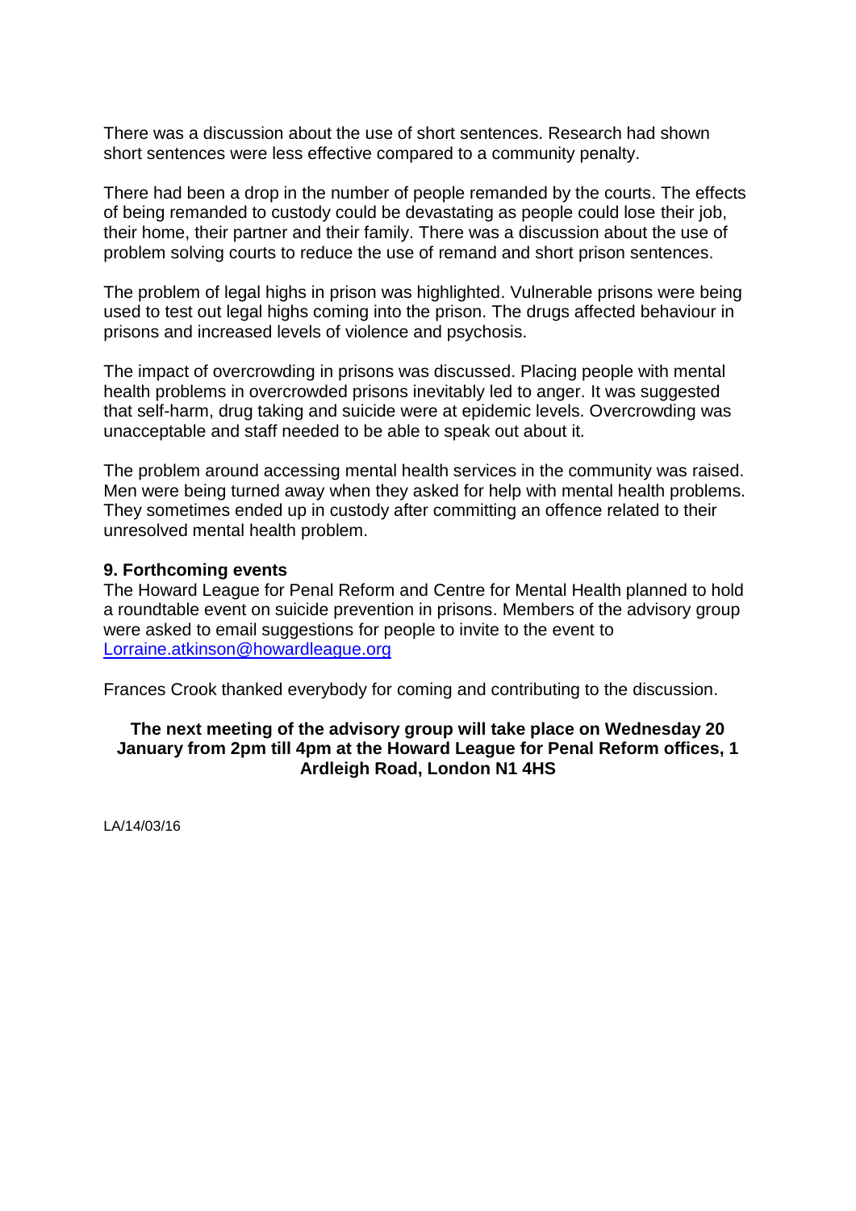There was a discussion about the use of short sentences. Research had shown short sentences were less effective compared to a community penalty.

There had been a drop in the number of people remanded by the courts. The effects of being remanded to custody could be devastating as people could lose their job, their home, their partner and their family. There was a discussion about the use of problem solving courts to reduce the use of remand and short prison sentences.

The problem of legal highs in prison was highlighted. Vulnerable prisons were being used to test out legal highs coming into the prison. The drugs affected behaviour in prisons and increased levels of violence and psychosis.

The impact of overcrowding in prisons was discussed. Placing people with mental health problems in overcrowded prisons inevitably led to anger. It was suggested that self-harm, drug taking and suicide were at epidemic levels. Overcrowding was unacceptable and staff needed to be able to speak out about it.

The problem around accessing mental health services in the community was raised. Men were being turned away when they asked for help with mental health problems. They sometimes ended up in custody after committing an offence related to their unresolved mental health problem.

**9. Forthcoming events**

The Howard League for Penal Reform and Centre for Mental Health planned to hold a roundtable event on suicide prevention in prisons. Members of the advisory group were asked to email suggestions for people to invite to the event to Lorraine.atkinson@howardleague.org

Frances Crook thanked everybody for coming and contributing to the discussion.

**The next meeting of the advisory group will take place on Wednesday 20 January from 2pm till 4pm at the Howard League for Penal Reform offices, 1 Ardleigh Road, London N1 4HS**

LA/14/03/16